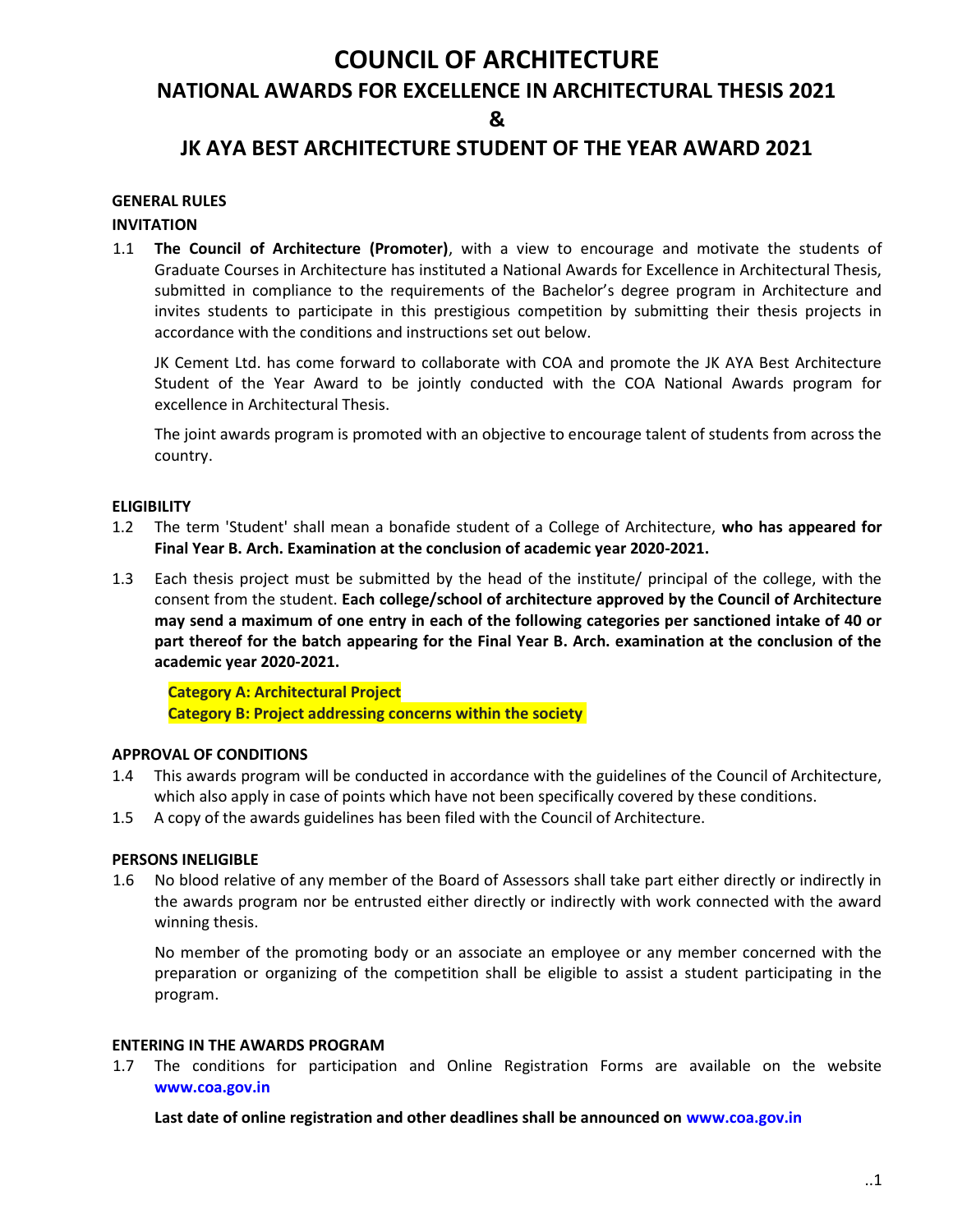# COUNCIL OF ARCHITECTURE

## NATIONAL AWARDS FOR EXCELLENCE IN ARCHITECTURAL THESIS 2021

## &

## JK AYA BEST ARCHITECTURE STUDENT OF THE YEAR AWARD 2021

**GENERAL RULES**

**INVITATION**

1.1 **The Council of Architecture (Promoter)**, with a view to encourage and motivate the students of Graduate Courses in Architecture has instituted a National Awards for Excellence in Architectural Thesis, submitted in compliance to the requirements of the Bachelor's degree program in Architecture and invites students to participate in this prestigious competition by submitting their thesis projects in accordance with the conditions and instructions set out below.

JK Cement Ltd. has come forward to collaborate with COA and promote the JK AYA Best Architecture Student of the Year Award to be jointly conducted with the COA National Awards program for excellence in Architectural Thesis.

The joint awards program is promoted with an objective to encourage talent of students from across the country.

**ELIGIBILITY**

1.2 The term 'Student' shall mean a bonafide student of a College of Architecture, **who has appeared for Final Year B. Arch. Examination at the conclusion of academic year 2020-2021.**

1.3 Each thesis project must be submitted by the head of the institute/ principal of the college, with the consent from the student. **Each college/school of architecture approved by the Council of Architecture may send a maximum of one entry in each of the following categories per sanctioned intake of 40 or part thereof for the batch appearing for the Final Year B. Arch. examination at the conclusion of the academic year 2020-2021.**

**Category A: Architectural Project**
**Category B: Project addressing concerns within the society**

**APPROVAL OF CONDITIONS**

1.4 This awards program will be conducted in accordance with the guidelines of the Council of Architecture, which also apply in case of points which have not been specifically covered by these conditions.

1.5 A copy of the awards guidelines has been filed with the Council of Architecture.

**PERSONS INELIGIBLE**

1.6 No blood relative of any member of the Board of Assessors shall take part either directly or indirectly in the awards program nor be entrusted either directly or indirectly with work connected with the award winning thesis.

No member of the promoting body or an associate an employee or any member concerned with the preparation or organizing of the competition shall be eligible to assist a student participating in the program.

**ENTERING IN THE AWARDS PROGRAM**

1.7 The conditions for participation and Online Registration Forms are available on the website **www.coa.gov.in**

**Last date of online registration and other deadlines shall be announced on www.coa.gov.in**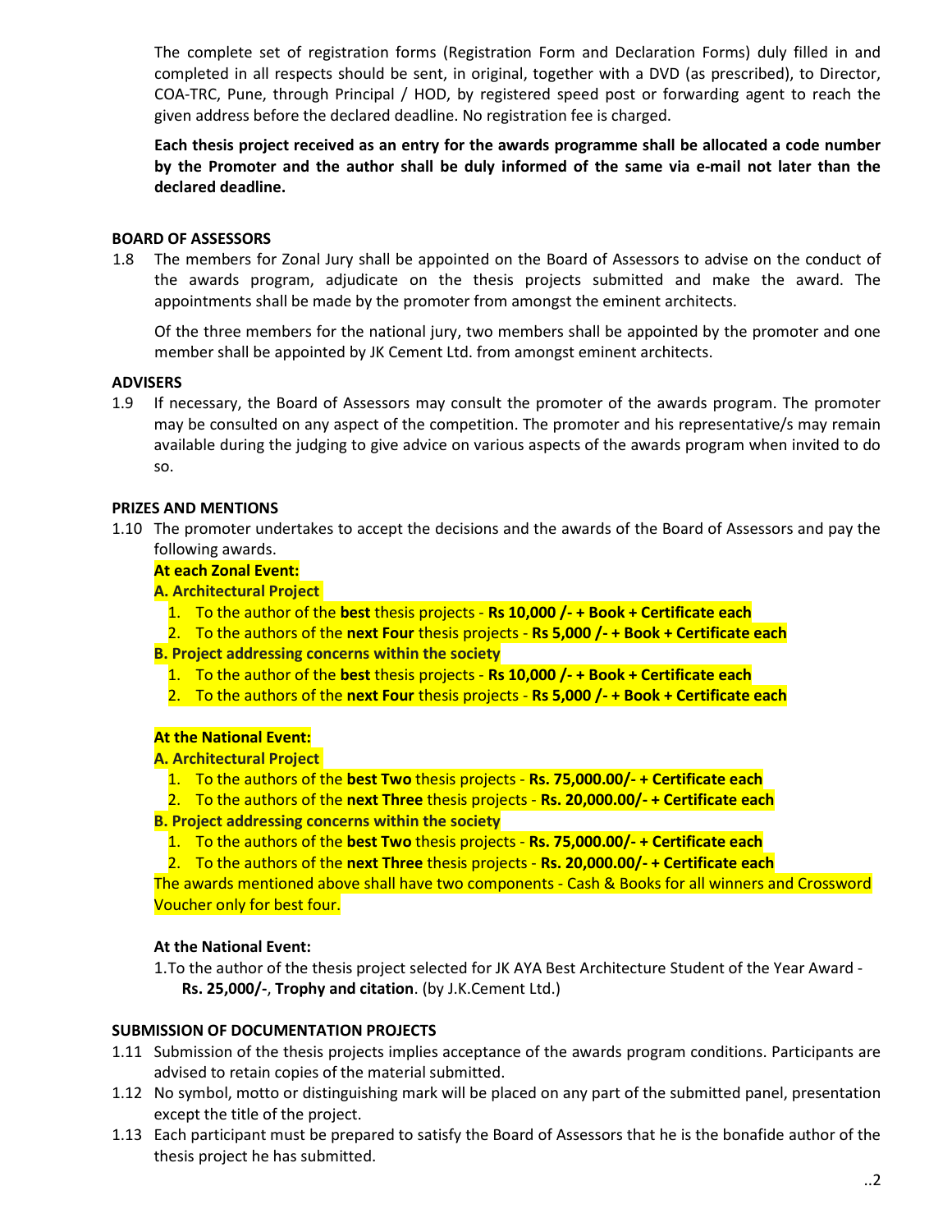The complete set of registration forms (Registration Form and Declaration Forms) duly filled in and completed in all respects should be sent, in original, together with a DVD (as prescribed), to Director, COA-TRC, Pune, through Principal / HOD, by registered speed post or forwarding agent to reach the given address before the declared deadline. No registration fee is charged.

**Each thesis project received as an entry for the awards programme shall be allocated a code number by the Promoter and the author shall be duly informed of the same via e-mail not later than the declared deadline.**

**BOARD OF ASSESSORS**

1.8 The members for Zonal Jury shall be appointed on the Board of Assessors to advise on the conduct of the awards program, adjudicate on the thesis projects submitted and make the award. The appointments shall be made by the promoter from amongst the eminent architects.

Of the three members for the national jury, two members shall be appointed by the promoter and one member shall be appointed by JK Cement Ltd. from amongst eminent architects.

**ADVISERS**

1.9 If necessary, the Board of Assessors may consult the promoter of the awards program. The promoter may be consulted on any aspect of the competition. The promoter and his representative/s may remain available during the judging to give advice on various aspects of the awards program when invited to do so.

**PRIZES AND MENTIONS**

1.10 The promoter undertakes to accept the decisions and the awards of the Board of Assessors and pay the following awards.

**At each Zonal Event:**

**A. Architectural Project**

1. To the author of the **best** thesis projects - **Rs 10,000 /- + Book + Certificate each**
2. To the authors of the **next Four** thesis projects - **Rs 5,000 /- + Book + Certificate each**

**B. Project addressing concerns within the society**

1. To the author of the **best** thesis projects - **Rs 10,000 /- + Book + Certificate each**
2. To the authors of the **next Four** thesis projects - **Rs 5,000 /- + Book + Certificate each**

**At the National Event:**

**A. Architectural Project**

1. To the authors of the **best Two** thesis projects - **Rs. 75,000.00/- + Certificate each**
2. To the authors of the **next Three** thesis projects - **Rs. 20,000.00/- + Certificate each**

**B. Project addressing concerns within the society**

1. To the authors of the **best Two** thesis projects - **Rs. 75,000.00/- + Certificate each**
2. To the authors of the **next Three** thesis projects - **Rs. 20,000.00/- + Certificate each**

The awards mentioned above shall have two components - Cash & Books for all winners and Crossword Voucher only for best four.

**At the National Event:**

1.To the author of the thesis project selected for JK AYA Best Architecture Student of the Year Award - **Rs. 25,000/-**, **Trophy and citation**. (by J.K.Cement Ltd.)

**SUBMISSION OF DOCUMENTATION PROJECTS**

1.11 Submission of the thesis projects implies acceptance of the awards program conditions. Participants are advised to retain copies of the material submitted.

1.12 No symbol, motto or distinguishing mark will be placed on any part of the submitted panel, presentation except the title of the project.

1.13 Each participant must be prepared to satisfy the Board of Assessors that he is the bonafide author of the thesis project he has submitted.

..2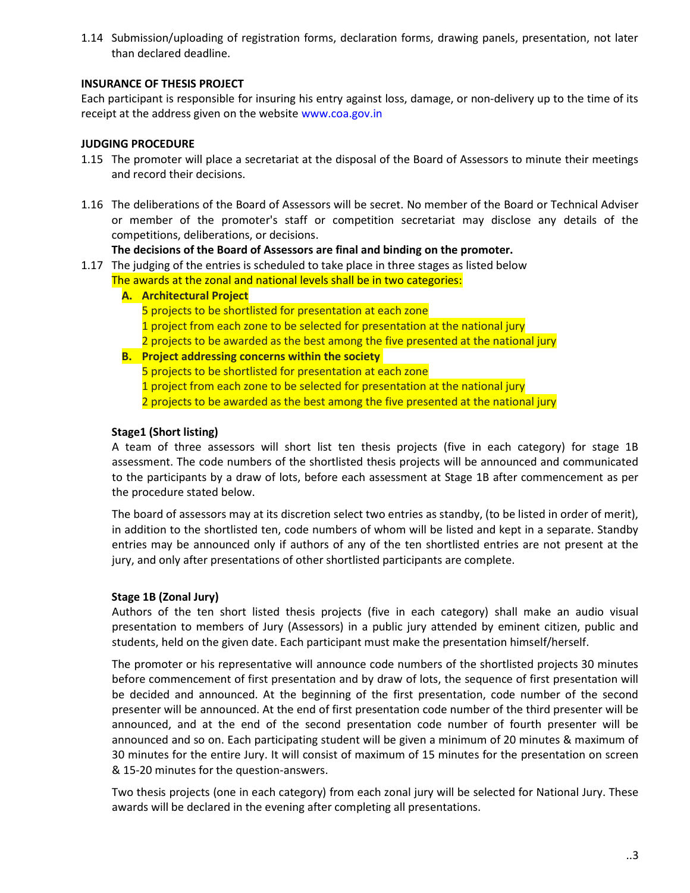1.14 Submission/uploading of registration forms, declaration forms, drawing panels, presentation, not later than declared deadline.

**INSURANCE OF THESIS PROJECT**

Each participant is responsible for insuring his entry against loss, damage, or non-delivery up to the time of its receipt at the address given on the website www.coa.gov.in

**JUDGING PROCEDURE**

1.15 The promoter will place a secretariat at the disposal of the Board of Assessors to minute their meetings and record their decisions.

1.16 The deliberations of the Board of Assessors will be secret. No member of the Board or Technical Adviser or member of the promoter's staff or competition secretariat may disclose any details of the competitions, deliberations, or decisions.

**The decisions of the Board of Assessors are final and binding on the promoter.**

1.17 The judging of the entries is scheduled to take place in three stages as listed below

The awards at the zonal and national levels shall be in two categories:

**A. Architectural Project**

5 projects to be shortlisted for presentation at each zone
1 project from each zone to be selected for presentation at the national jury
2 projects to be awarded as the best among the five presented at the national jury

**B. Project addressing concerns within the society**

5 projects to be shortlisted for presentation at each zone
1 project from each zone to be selected for presentation at the national jury
2 projects to be awarded as the best among the five presented at the national jury

**Stage1 (Short listing)**

A team of three assessors will short list ten thesis projects (five in each category) for stage 1B assessment. The code numbers of the shortlisted thesis projects will be announced and communicated to the participants by a draw of lots, before each assessment at Stage 1B after commencement as per the procedure stated below.

The board of assessors may at its discretion select two entries as standby, (to be listed in order of merit), in addition to the shortlisted ten, code numbers of whom will be listed and kept in a separate. Standby entries may be announced only if authors of any of the ten shortlisted entries are not present at the jury, and only after presentations of other shortlisted participants are complete.

**Stage 1B (Zonal Jury)**

Authors of the ten short listed thesis projects (five in each category) shall make an audio visual presentation to members of Jury (Assessors) in a public jury attended by eminent citizen, public and students, held on the given date. Each participant must make the presentation himself/herself.

The promoter or his representative will announce code numbers of the shortlisted projects 30 minutes before commencement of first presentation and by draw of lots, the sequence of first presentation will be decided and announced. At the beginning of the first presentation, code number of the second presenter will be announced. At the end of first presentation code number of the third presenter will be announced, and at the end of the second presentation code number of fourth presenter will be announced and so on. Each participating student will be given a minimum of 20 minutes & maximum of 30 minutes for the entire Jury. It will consist of maximum of 15 minutes for the presentation on screen & 15-20 minutes for the question-answers.

Two thesis projects (one in each category) from each zonal jury will be selected for National Jury. These awards will be declared in the evening after completing all presentations.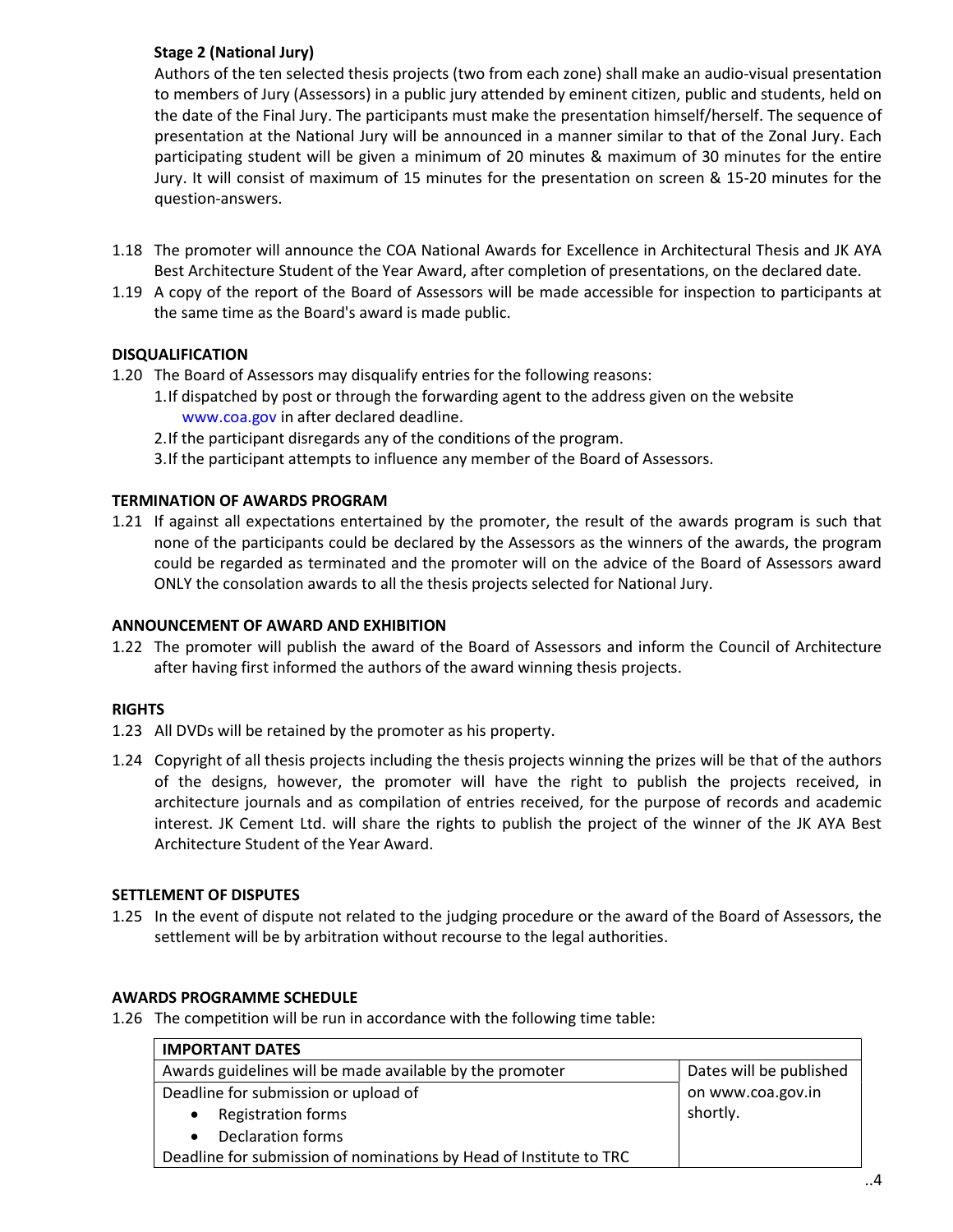**Stage 2 (National Jury)**

Authors of the ten selected thesis projects (two from each zone) shall make an audio-visual presentation to members of Jury (Assessors) in a public jury attended by eminent citizen, public and students, held on the date of the Final Jury. The participants must make the presentation himself/herself. The sequence of presentation at the National Jury will be announced in a manner similar to that of the Zonal Jury. Each participating student will be given a minimum of 20 minutes & maximum of 30 minutes for the entire Jury. It will consist of maximum of 15 minutes for the presentation on screen & 15-20 minutes for the question-answers.

1.18 The promoter will announce the COA National Awards for Excellence in Architectural Thesis and JK AYA Best Architecture Student of the Year Award, after completion of presentations, on the declared date.

1.19 A copy of the report of the Board of Assessors will be made accessible for inspection to participants at the same time as the Board's award is made public.

**DISQUALIFICATION**

1.20 The Board of Assessors may disqualify entries for the following reasons:

1. If dispatched by post or through the forwarding agent to the address given on the website www.coa.gov in after declared deadline.
2. If the participant disregards any of the conditions of the program.
3. If the participant attempts to influence any member of the Board of Assessors.

**TERMINATION OF AWARDS PROGRAM**

1.21 If against all expectations entertained by the promoter, the result of the awards program is such that none of the participants could be declared by the Assessors as the winners of the awards, the program could be regarded as terminated and the promoter will on the advice of the Board of Assessors award ONLY the consolation awards to all the thesis projects selected for National Jury.

**ANNOUNCEMENT OF AWARD AND EXHIBITION**

1.22 The promoter will publish the award of the Board of Assessors and inform the Council of Architecture after having first informed the authors of the award winning thesis projects.

**RIGHTS**

1.23 All DVDs will be retained by the promoter as his property.

1.24 Copyright of all thesis projects including the thesis projects winning the prizes will be that of the authors of the designs, however, the promoter will have the right to publish the projects received, in architecture journals and as compilation of entries received, for the purpose of records and academic interest. JK Cement Ltd. will share the rights to publish the project of the winner of the JK AYA Best Architecture Student of the Year Award.

**SETTLEMENT OF DISPUTES**

1.25 In the event of dispute not related to the judging procedure or the award of the Board of Assessors, the settlement will be by arbitration without recourse to the legal authorities.

**AWARDS PROGRAMME SCHEDULE**

1.26 The competition will be run in accordance with the following time table:

| IMPORTANT DATES | |
|---|---|
| Awards guidelines will be made available by the promoter | Dates will be published on www.coa.gov.in shortly. |
| Deadline for submission or upload of <br>• Registration forms <br>• Declaration forms | |
| Deadline for submission of nominations by Head of Institute to TRC | |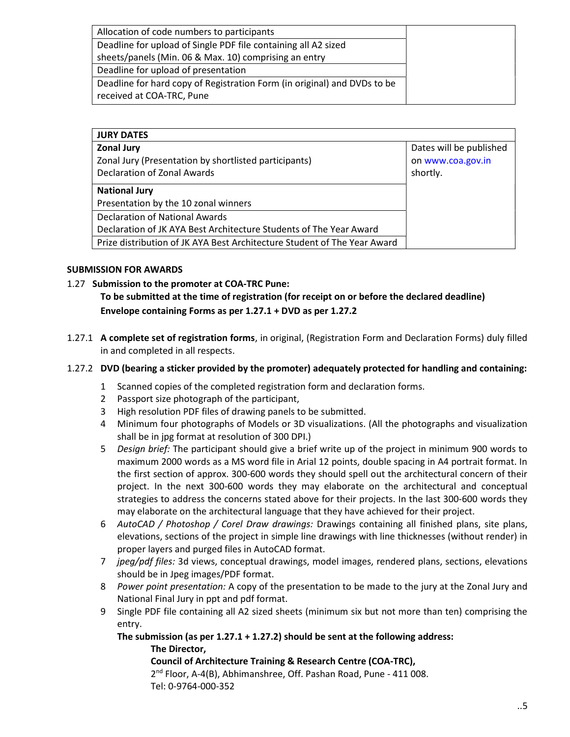| | |
|---|---|
| Allocation of code numbers to participants | |
| Deadline for upload of Single PDF file containing all A2 sized sheets/panels (Min. 06 & Max. 10) comprising an entry | |
| Deadline for upload of presentation | |
| Deadline for hard copy of Registration Form (in original) and DVDs to be received at COA-TRC, Pune | |

| **JURY DATES** | |
|---|---|
| **Zonal Jury**<br>Zonal Jury (Presentation by shortlisted participants)<br>Declaration of Zonal Awards | Dates will be published on www.coa.gov.in shortly. |
| **National Jury**<br>Presentation by the 10 zonal winners | |
| Declaration of National Awards<br>Declaration of JK AYA Best Architecture Students of The Year Award | |
| Prize distribution of JK AYA Best Architecture Student of The Year Award | |

**SUBMISSION FOR AWARDS**

1.27 **Submission to the promoter at COA-TRC Pune:**

**To be submitted at the time of registration (for receipt on or before the declared deadline)**
**Envelope containing Forms as per 1.27.1 + DVD as per 1.27.2**

1.27.1 **A complete set of registration forms**, in original, (Registration Form and Declaration Forms) duly filled in and completed in all respects.

1.27.2 **DVD (bearing a sticker provided by the promoter) adequately protected for handling and containing:**

1. Scanned copies of the completed registration form and declaration forms.
2. Passport size photograph of the participant,
3. High resolution PDF files of drawing panels to be submitted.
4. Minimum four photographs of Models or 3D visualizations. (All the photographs and visualization shall be in jpg format at resolution of 300 DPI.)
5. *Design brief:* The participant should give a brief write up of the project in minimum 900 words to maximum 2000 words as a MS word file in Arial 12 points, double spacing in A4 portrait format. In the first section of approx. 300-600 words they should spell out the architectural concern of their project. In the next 300-600 words they may elaborate on the architectural and conceptual strategies to address the concerns stated above for their projects. In the last 300-600 words they may elaborate on the architectural language that they have achieved for their project.
6. *AutoCAD / Photoshop / Corel Draw drawings:* Drawings containing all finished plans, site plans, elevations, sections of the project in simple line drawings with line thicknesses (without render) in proper layers and purged files in AutoCAD format.
7. *jpeg/pdf files:* 3d views, conceptual drawings, model images, rendered plans, sections, elevations should be in Jpeg images/PDF format.
8. *Power point presentation:* A copy of the presentation to be made to the jury at the Zonal Jury and National Final Jury in ppt and pdf format.
9. Single PDF file containing all A2 sized sheets (minimum six but not more than ten) comprising the entry.

**The submission (as per 1.27.1 + 1.27.2) should be sent at the following address:**

**The Director,**
**Council of Architecture Training & Research Centre (COA-TRC),**
2nd Floor, A-4(B), Abhimanshree, Off. Pashan Road, Pune - 411 008.
Tel: 0-9764-000-352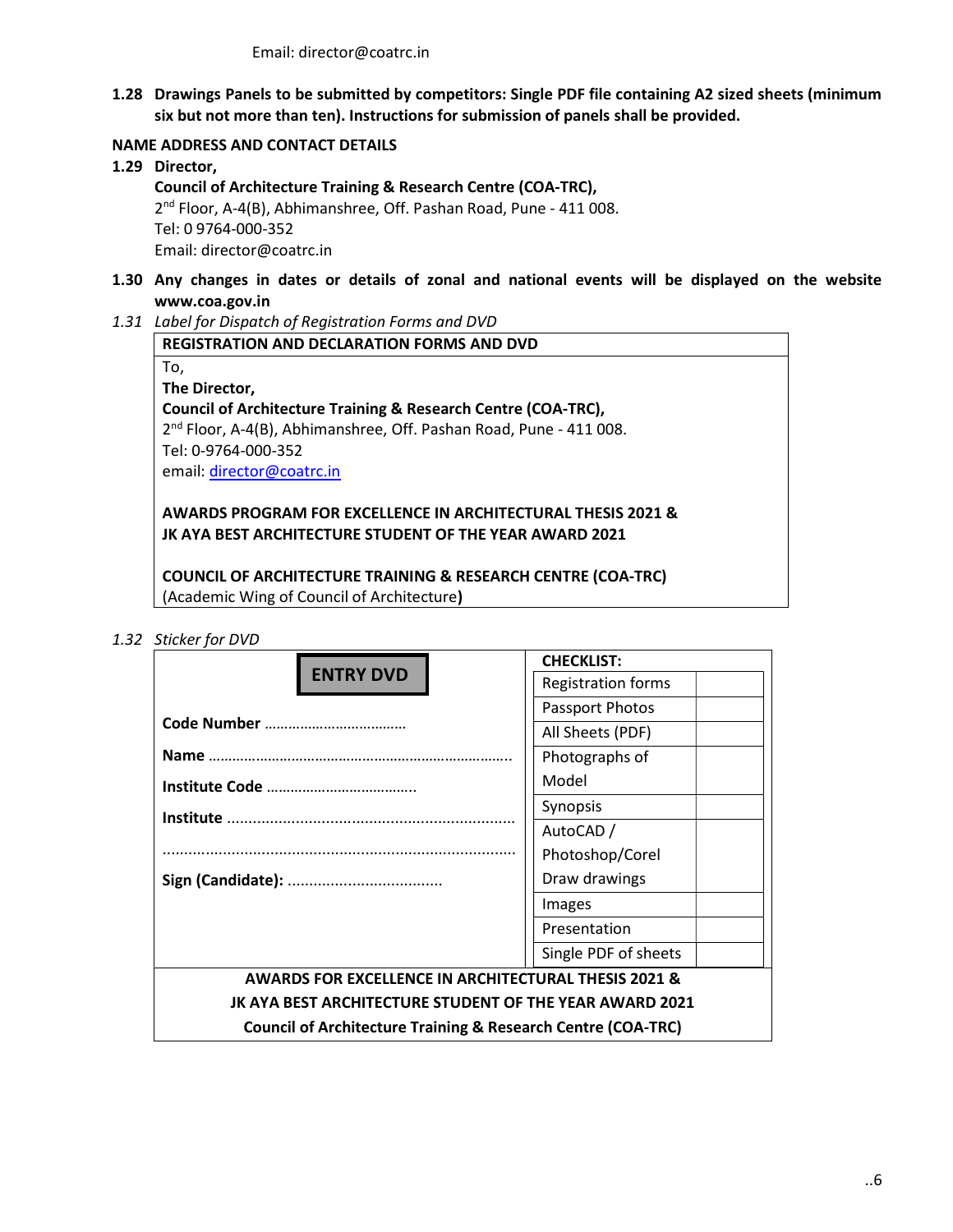Email: director@coatrc.in

**1.28 Drawings Panels to be submitted by competitors: Single PDF file containing A2 sized sheets (minimum six but not more than ten). Instructions for submission of panels shall be provided.**

**NAME ADDRESS AND CONTACT DETAILS**

**1.29 Director,**

**Council of Architecture Training & Research Centre (COA-TRC),**
2nd Floor, A-4(B), Abhimanshree, Off. Pashan Road, Pune - 411 008.
Tel: 0 9764-000-352
Email: director@coatrc.in

**1.30 Any changes in dates or details of zonal and national events will be displayed on the website www.coa.gov.in**

*1.31 Label for Dispatch of Registration Forms and DVD*

| **REGISTRATION AND DECLARATION FORMS AND DVD** |
|---|
| To,<br>**The Director,**<br>**Council of Architecture Training & Research Centre (COA-TRC),**<br>2nd Floor, A-4(B), Abhimanshree, Off. Pashan Road, Pune - 411 008.<br>Tel: 0-9764-000-352<br>email: director@coatrc.in<br><br>**AWARDS PROGRAM FOR EXCELLENCE IN ARCHITECTURAL THESIS 2021 &**<br>**JK AYA BEST ARCHITECTURE STUDENT OF THE YEAR AWARD 2021**<br><br>**COUNCIL OF ARCHITECTURE TRAINING & RESEARCH CENTRE (COA-TRC)**<br>(Academic Wing of Council of Architecture) |

*1.32 Sticker for DVD*

| **ENTRY DVD** | **CHECKLIST:** | |
|---|---|---|
| **Code Number** ……………………………… | Registration forms | |
| **Name** ………………………………………………………… | Passport Photos | |
| **Institute Code** ……………………………… | All Sheets (PDF) | |
| **Institute** ………………………………………………… | Photographs of Model | |
| ………………………………………………………………… | Synopsis | |
| **Sign (Candidate):** ……………………………… | AutoCAD / Photoshop/Corel Draw drawings | |
| | Images | |
| | Presentation | |
| | Single PDF of sheets | |

**AWARDS FOR EXCELLENCE IN ARCHITECTURAL THESIS 2021 &**
**JK AYA BEST ARCHITECTURE STUDENT OF THE YEAR AWARD 2021**
**Council of Architecture Training & Research Centre (COA-TRC)**